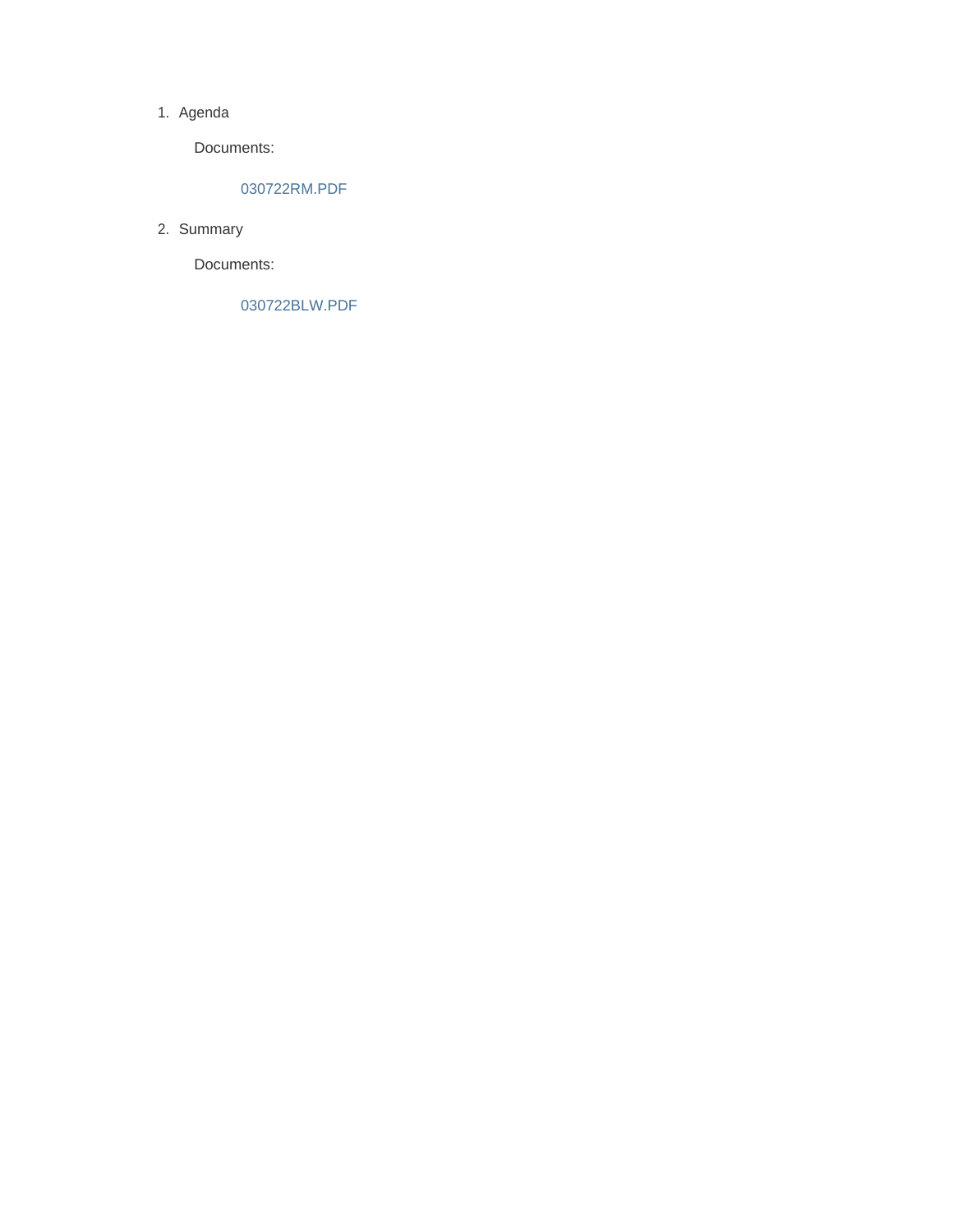1. Agenda

   Documents:

   030722RM.PDF

2. Summary

   Documents:

   030722BLW.PDF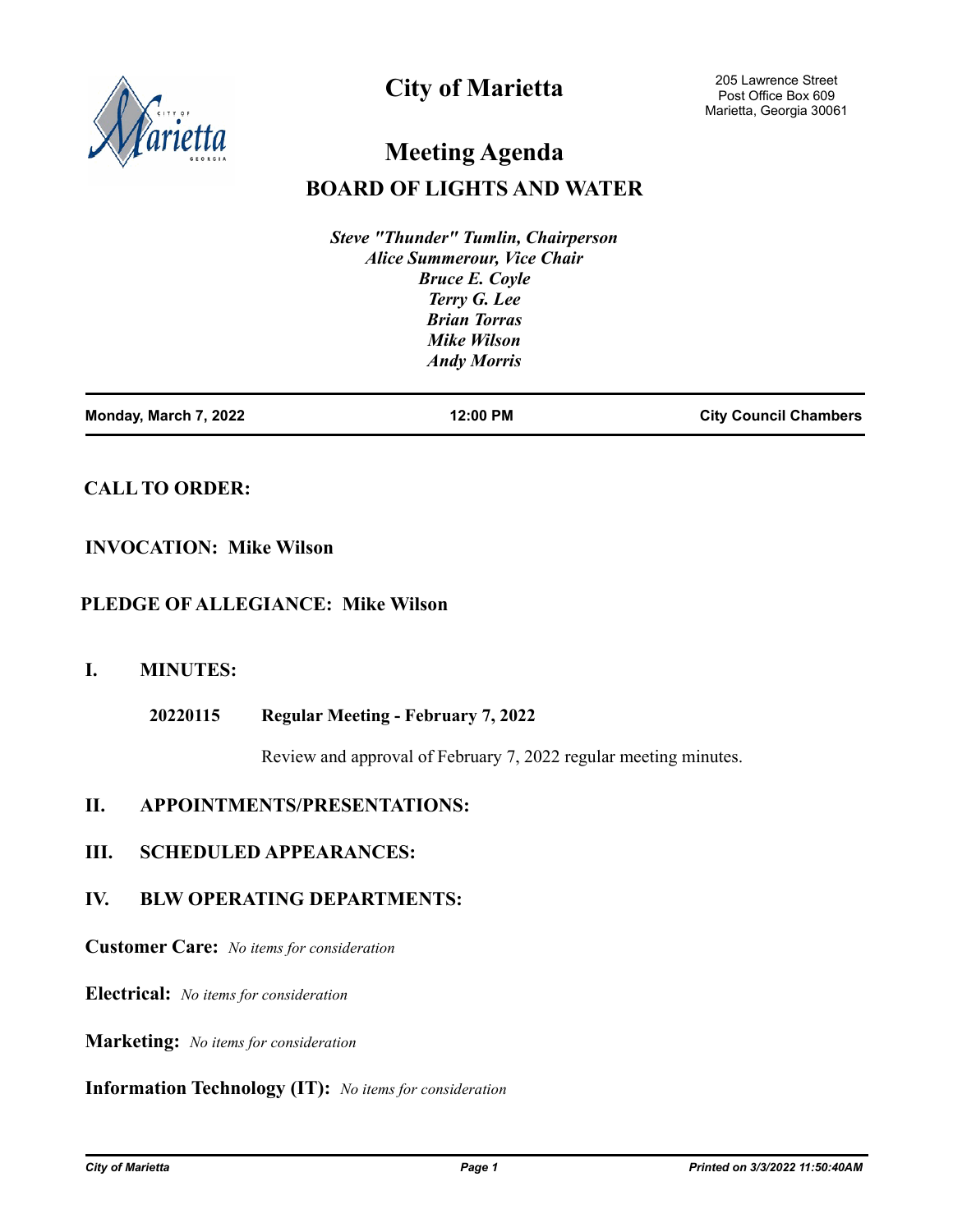# City of Marietta

205 Lawrence Street
Post Office Box 609
Marietta, Georgia 30061

## Meeting Agenda

## BOARD OF LIGHTS AND WATER

*Steve "Thunder" Tumlin, Chairperson*
*Alice Summerour, Vice Chair*
*Bruce E. Coyle*
*Terry G. Lee*
*Brian Torras*
*Mike Wilson*
*Andy Morris*

| Monday, March 7, 2022 | 12:00 PM | City Council Chambers |
|---|---|---|

**CALL TO ORDER:**

**INVOCATION: Mike Wilson**

**PLEDGE OF ALLEGIANCE: Mike Wilson**

## I. MINUTES:

**20220115 Regular Meeting - February 7, 2022**

Review and approval of February 7, 2022 regular meeting minutes.

## II. APPOINTMENTS/PRESENTATIONS:

## III. SCHEDULED APPEARANCES:

## IV. BLW OPERATING DEPARTMENTS:

**Customer Care:** *No items for consideration*

**Electrical:** *No items for consideration*

**Marketing:** *No items for consideration*

**Information Technology (IT):** *No items for consideration*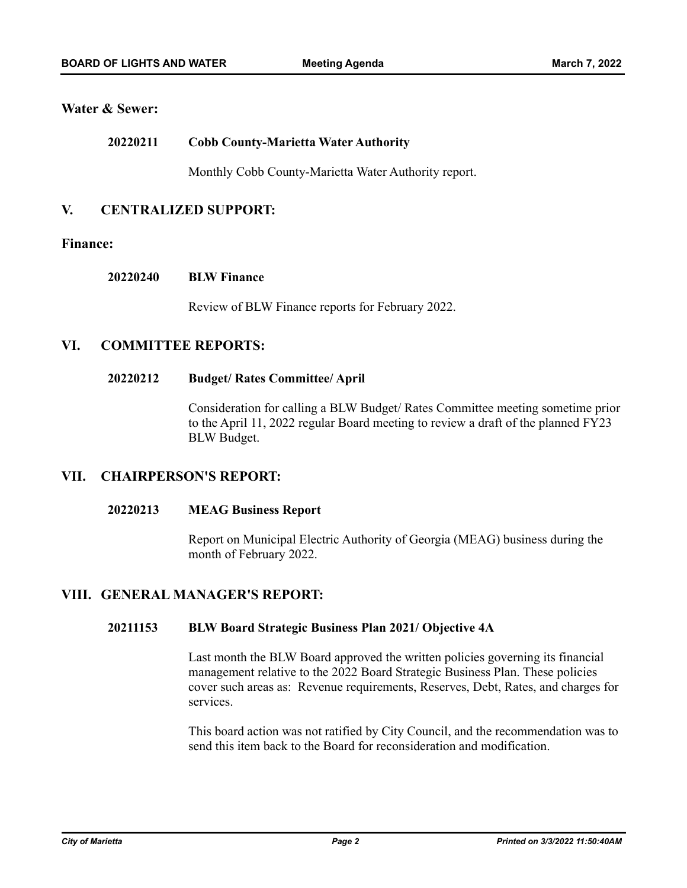## Water & Sewer:

**20220211 Cobb County-Marietta Water Authority**

Monthly Cobb County-Marietta Water Authority report.

## V. CENTRALIZED SUPPORT:

## Finance:

**20220240 BLW Finance**

Review of BLW Finance reports for February 2022.

## VI. COMMITTEE REPORTS:

**20220212 Budget/ Rates Committee/ April**

Consideration for calling a BLW Budget/ Rates Committee meeting sometime prior to the April 11, 2022 regular Board meeting to review a draft of the planned FY23 BLW Budget.

## VII. CHAIRPERSON'S REPORT:

**20220213 MEAG Business Report**

Report on Municipal Electric Authority of Georgia (MEAG) business during the month of February 2022.

## VIII. GENERAL MANAGER'S REPORT:

**20211153 BLW Board Strategic Business Plan 2021/ Objective 4A**

Last month the BLW Board approved the written policies governing its financial management relative to the 2022 Board Strategic Business Plan. These policies cover such areas as: Revenue requirements, Reserves, Debt, Rates, and charges for services.

This board action was not ratified by City Council, and the recommendation was to send this item back to the Board for reconsideration and modification.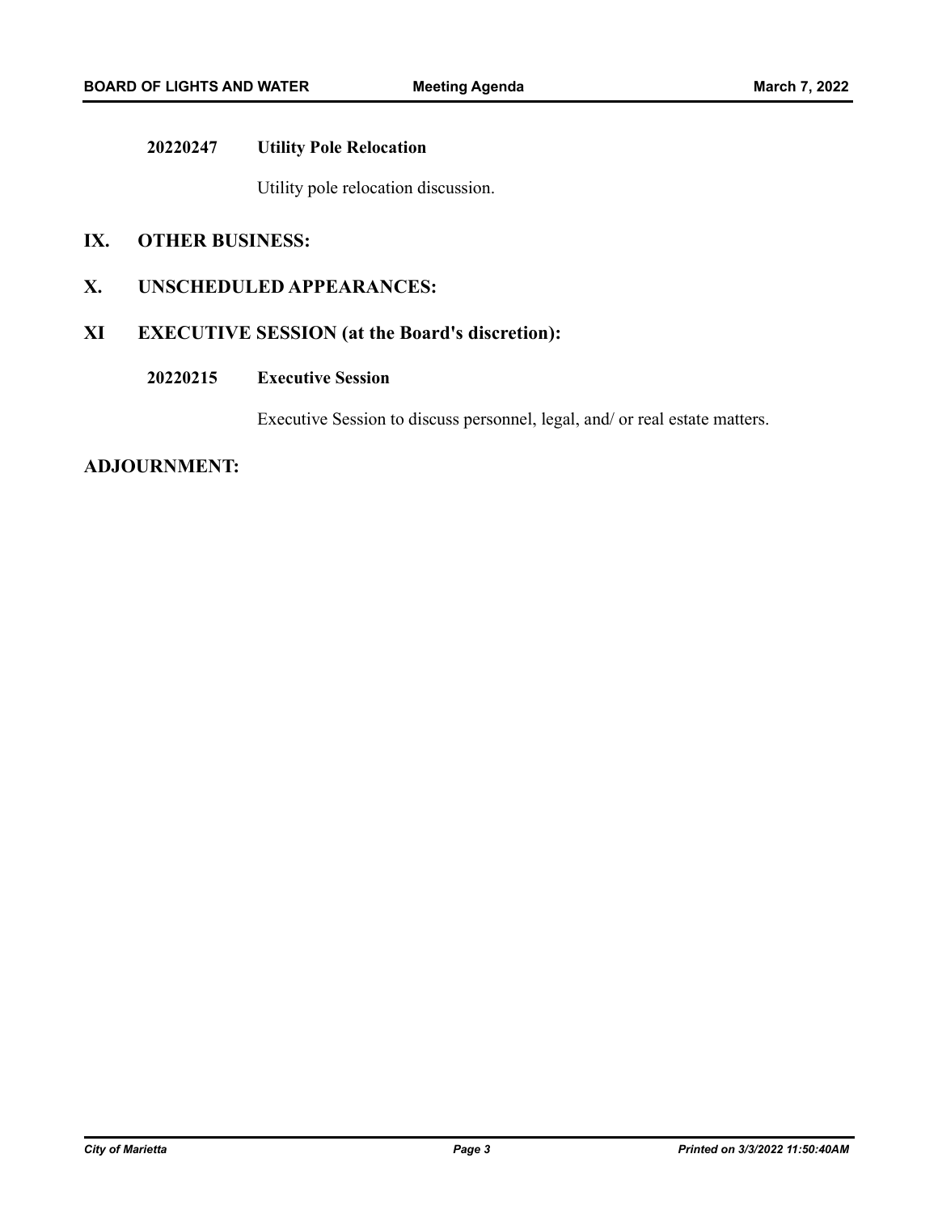**20220247 Utility Pole Relocation**

Utility pole relocation discussion.

## IX. OTHER BUSINESS:

## X. UNSCHEDULED APPEARANCES:

## XI EXECUTIVE SESSION (at the Board's discretion):

**20220215 Executive Session**

Executive Session to discuss personnel, legal, and/ or real estate matters.

## ADJOURNMENT: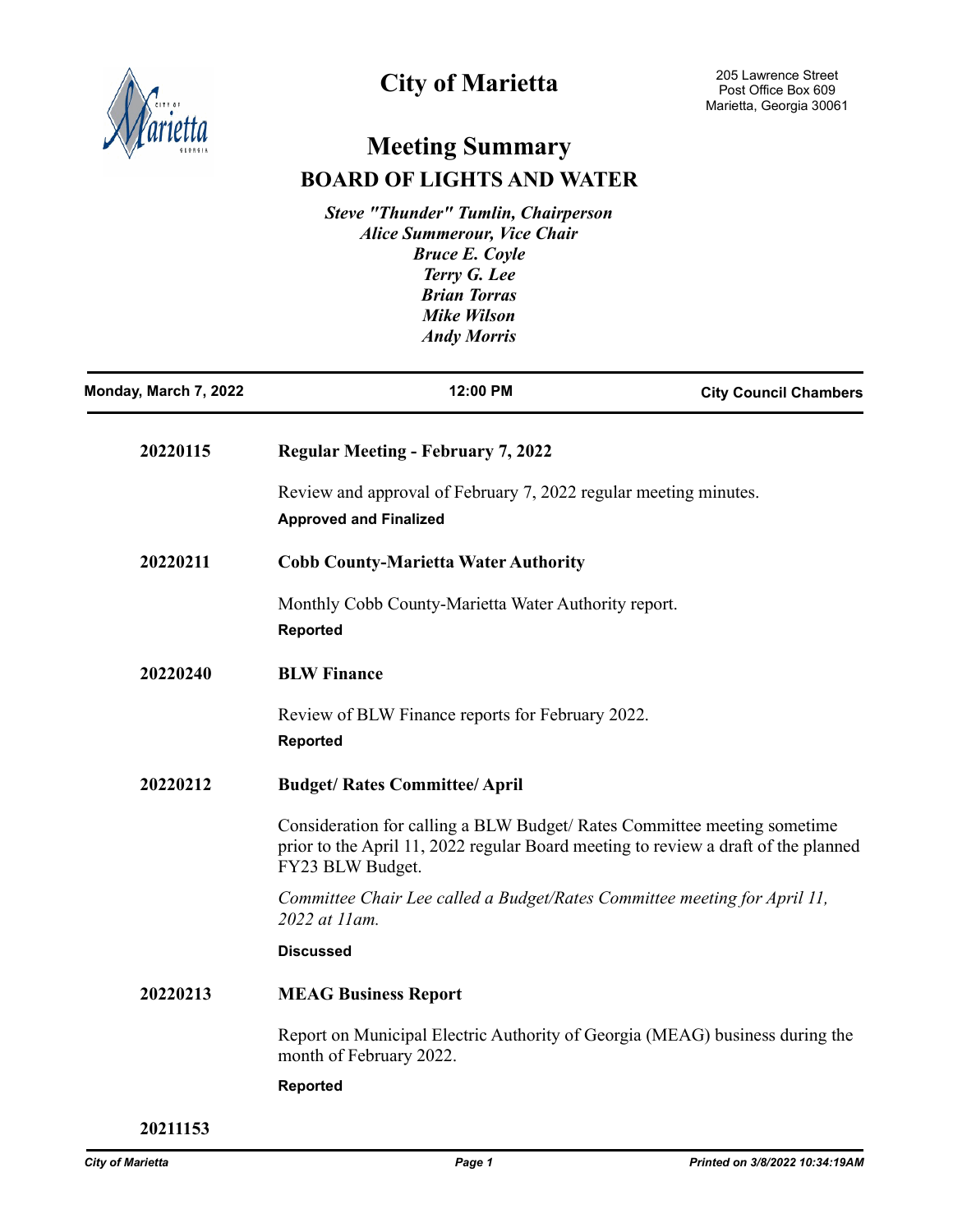# City of Marietta

205 Lawrence Street
Post Office Box 609
Marietta, Georgia 30061

## Meeting Summary

## BOARD OF LIGHTS AND WATER

*Steve "Thunder" Tumlin, Chairperson*
*Alice Summerour, Vice Chair*
*Bruce E. Coyle*
*Terry G. Lee*
*Brian Torras*
*Mike Wilson*
*Andy Morris*

**Monday, March 7, 2022** | **12:00 PM** | **City Council Chambers**

---

**20220115** **Regular Meeting - February 7, 2022**

Review and approval of February 7, 2022 regular meeting minutes.

**Approved and Finalized**

**20220211** **Cobb County-Marietta Water Authority**

Monthly Cobb County-Marietta Water Authority report.

**Reported**

**20220240** **BLW Finance**

Review of BLW Finance reports for February 2022.

**Reported**

**20220212** **Budget/ Rates Committee/ April**

Consideration for calling a BLW Budget/ Rates Committee meeting sometime prior to the April 11, 2022 regular Board meeting to review a draft of the planned FY23 BLW Budget.

*Committee Chair Lee called a Budget/Rates Committee meeting for April 11, 2022 at 11am.*

**Discussed**

**20220213** **MEAG Business Report**

Report on Municipal Electric Authority of Georgia (MEAG) business during the month of February 2022.

**Reported**

**20211153**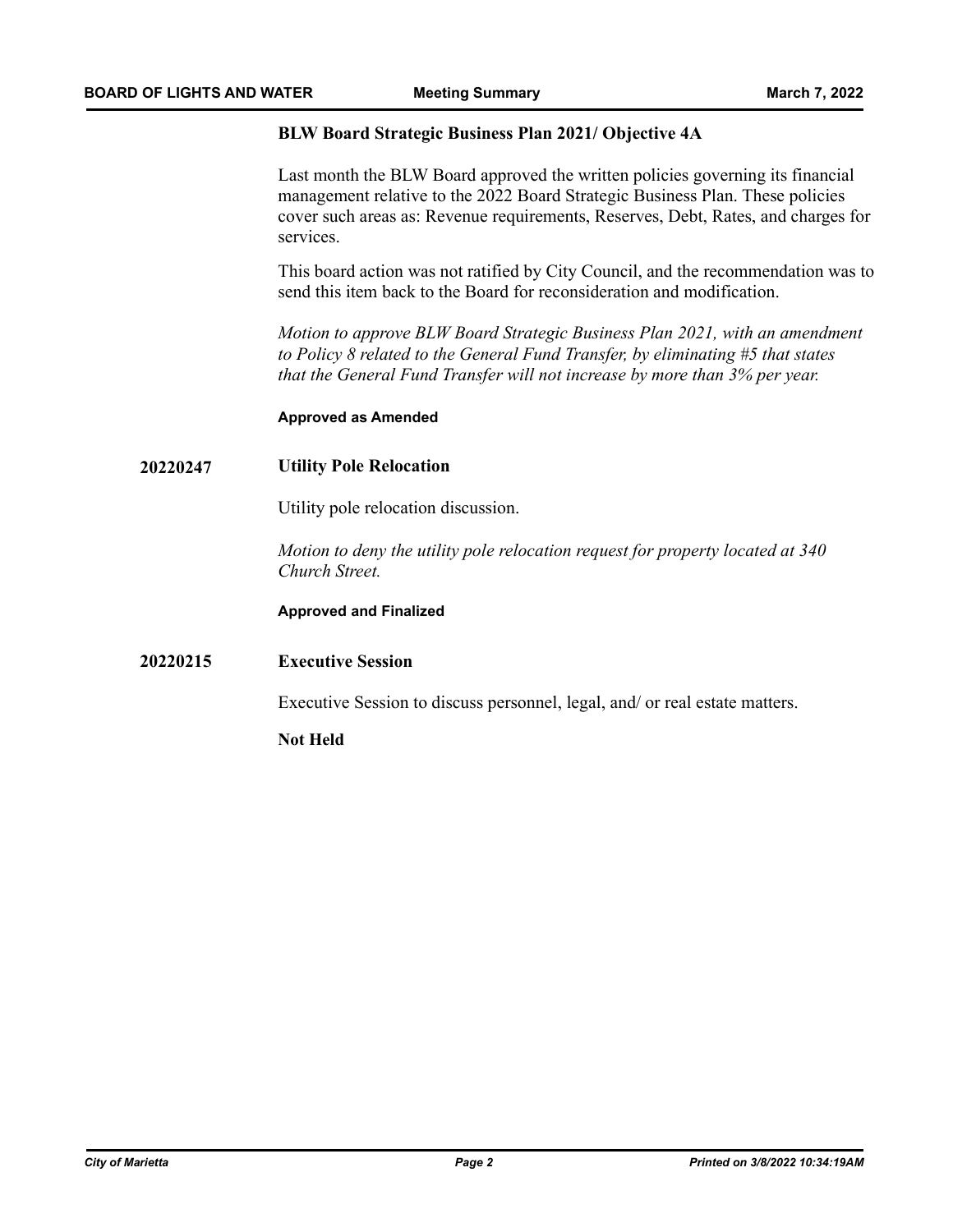**BLW Board Strategic Business Plan 2021/ Objective 4A**

Last month the BLW Board approved the written policies governing its financial management relative to the 2022 Board Strategic Business Plan. These policies cover such areas as: Revenue requirements, Reserves, Debt, Rates, and charges for services.

This board action was not ratified by City Council, and the recommendation was to send this item back to the Board for reconsideration and modification.

*Motion to approve BLW Board Strategic Business Plan 2021, with an amendment to Policy 8 related to the General Fund Transfer, by eliminating #5 that states that the General Fund Transfer will not increase by more than 3% per year.*

**Approved as Amended**

**20220247 Utility Pole Relocation**

Utility pole relocation discussion.

*Motion to deny the utility pole relocation request for property located at 340 Church Street.*

**Approved and Finalized**

**20220215 Executive Session**

Executive Session to discuss personnel, legal, and/ or real estate matters.

**Not Held**